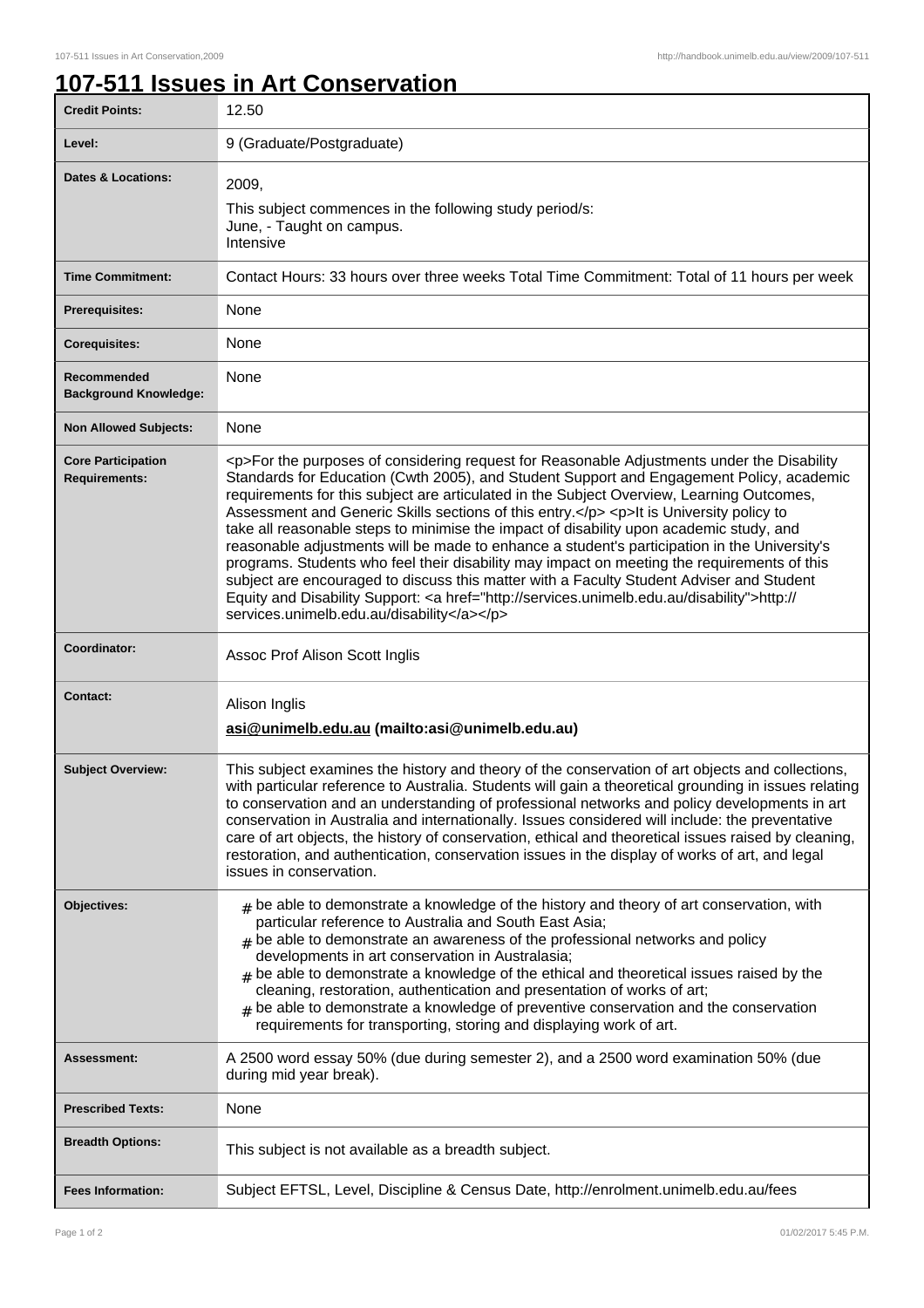# 107-511 Issues in Art Conservation

| | |
|---|---|
| **Credit Points:** | 12.50 |
| **Level:** | 9 (Graduate/Postgraduate) |
| **Dates & Locations:** | 2009,<br>This subject commences in the following study period/s:<br>June, - Taught on campus.<br>Intensive |
| **Time Commitment:** | Contact Hours: 33 hours over three weeks Total Time Commitment: Total of 11 hours per week |
| **Prerequisites:** | None |
| **Corequisites:** | None |
| **Recommended Background Knowledge:** | None |
| **Non Allowed Subjects:** | None |
| **Core Participation Requirements:** | <p>For the purposes of considering request for Reasonable Adjustments under the Disability Standards for Education (Cwth 2005), and Student Support and Engagement Policy, academic requirements for this subject are articulated in the Subject Overview, Learning Outcomes, Assessment and Generic Skills sections of this entry.</p> <p>It is University policy to take all reasonable steps to minimise the impact of disability upon academic study, and reasonable adjustments will be made to enhance a student's participation in the University's programs. Students who feel their disability may impact on meeting the requirements of this subject are encouraged to discuss this matter with a Faculty Student Adviser and Student Equity and Disability Support: <a href="http://services.unimelb.edu.au/disability">http://services.unimelb.edu.au/disability</a></p> |
| **Coordinator:** | Assoc Prof Alison Scott Inglis |
| **Contact:** | Alison Inglis<br>**asi@unimelb.edu.au (mailto:asi@unimelb.edu.au)** |
| **Subject Overview:** | This subject examines the history and theory of the conservation of art objects and collections, with particular reference to Australia. Students will gain a theoretical grounding in issues relating to conservation and an understanding of professional networks and policy developments in art conservation in Australia and internationally. Issues considered will include: the preventative care of art objects, the history of conservation, ethical and theoretical issues raised by cleaning, restoration, and authentication, conservation issues in the display of works of art, and legal issues in conservation. |
| **Objectives:** | # be able to demonstrate a knowledge of the history and theory of art conservation, with particular reference to Australia and South East Asia;<br># be able to demonstrate an awareness of the professional networks and policy developments in art conservation in Australasia;<br># be able to demonstrate a knowledge of the ethical and theoretical issues raised by the cleaning, restoration, authentication and presentation of works of art;<br># be able to demonstrate a knowledge of preventive conservation and the conservation requirements for transporting, storing and displaying work of art. |
| **Assessment:** | A 2500 word essay 50% (due during semester 2), and a 2500 word examination 50% (due during mid year break). |
| **Prescribed Texts:** | None |
| **Breadth Options:** | This subject is not available as a breadth subject. |
| **Fees Information:** | Subject EFTSL, Level, Discipline & Census Date, http://enrolment.unimelb.edu.au/fees |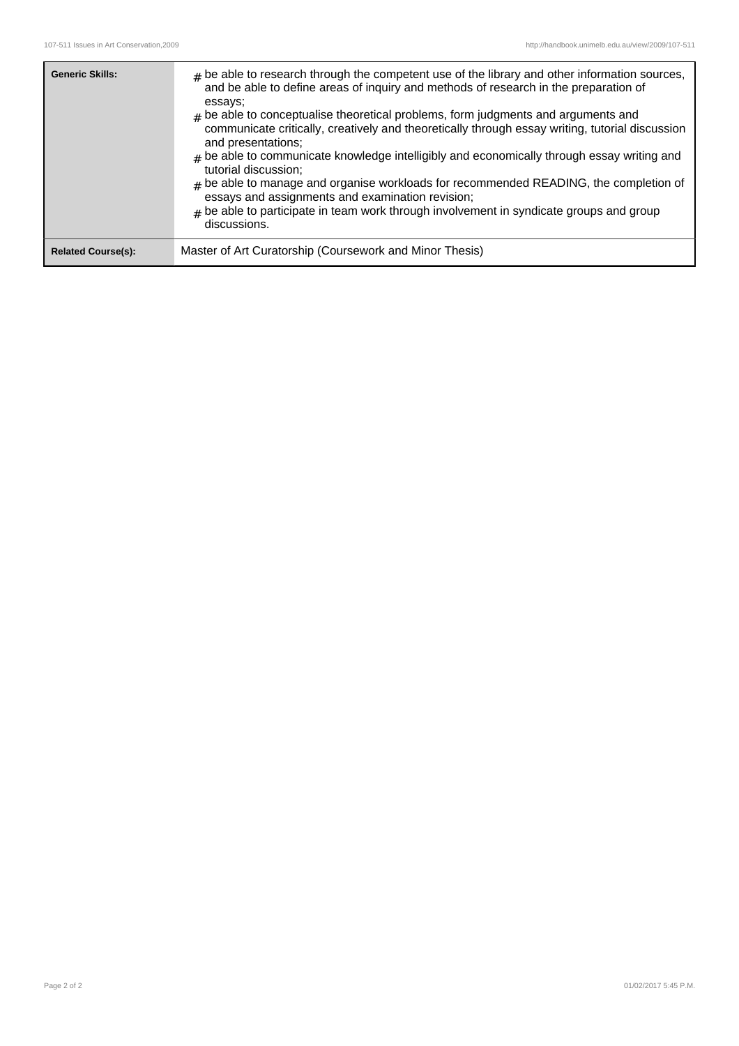| | |
|---|---|
| **Generic Skills:** | # be able to research through the competent use of the library and other information sources, and be able to define areas of inquiry and methods of research in the preparation of essays;<br># be able to conceptualise theoretical problems, form judgments and arguments and communicate critically, creatively and theoretically through essay writing, tutorial discussion and presentations;<br># be able to communicate knowledge intelligibly and economically through essay writing and tutorial discussion;<br># be able to manage and organise workloads for recommended READING, the completion of essays and assignments and examination revision;<br># be able to participate in team work through involvement in syndicate groups and group discussions. |
| **Related Course(s):** | Master of Art Curatorship (Coursework and Minor Thesis) |